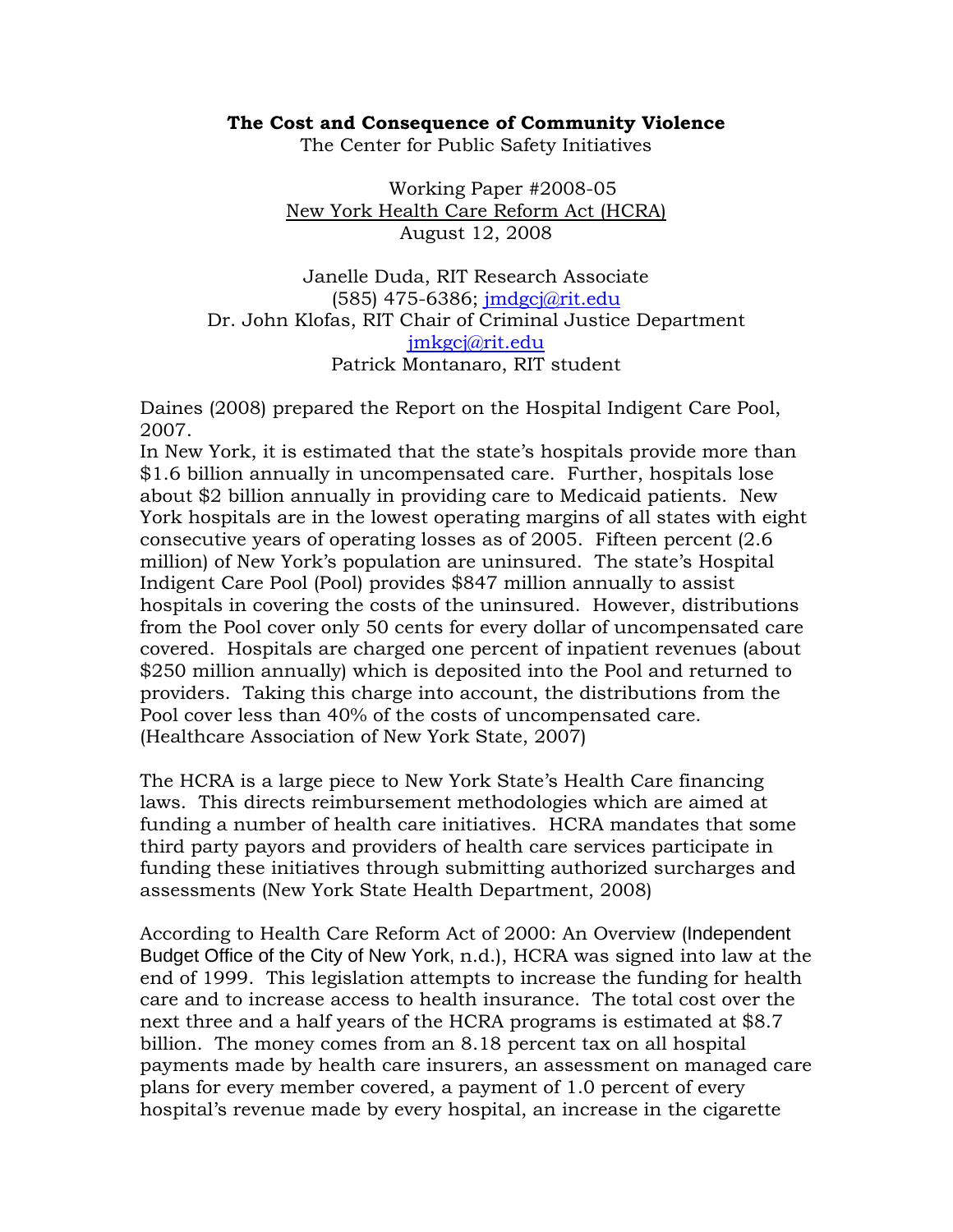**The Cost and Consequence of Community Violence**

The Center for Public Safety Initiatives

Working Paper #2008-05

New York Health Care Reform Act (HCRA)

August 12, 2008

Janelle Duda, RIT Research Associate

(585) 475-6386; jmdgcj@rit.edu

Dr. John Klofas, RIT Chair of Criminal Justice Department

jmkgcj@rit.edu

Patrick Montanaro, RIT student

Daines (2008) prepared the Report on the Hospital Indigent Care Pool, 2007.

In New York, it is estimated that the state's hospitals provide more than $1.6 billion annually in uncompensated care. Further, hospitals lose about $2 billion annually in providing care to Medicaid patients. New York hospitals are in the lowest operating margins of all states with eight consecutive years of operating losses as of 2005. Fifteen percent (2.6 million) of New York's population are uninsured. The state's Hospital Indigent Care Pool (Pool) provides $847 million annually to assist hospitals in covering the costs of the uninsured. However, distributions from the Pool cover only 50 cents for every dollar of uncompensated care covered. Hospitals are charged one percent of inpatient revenues (about $250 million annually) which is deposited into the Pool and returned to providers. Taking this charge into account, the distributions from the Pool cover less than 40% of the costs of uncompensated care. (Healthcare Association of New York State, 2007)

The HCRA is a large piece to New York State's Health Care financing laws. This directs reimbursement methodologies which are aimed at funding a number of health care initiatives. HCRA mandates that some third party payors and providers of health care services participate in funding these initiatives through submitting authorized surcharges and assessments (New York State Health Department, 2008)

According to Health Care Reform Act of 2000: An Overview (Independent Budget Office of the City of New York, n.d.), HCRA was signed into law at the end of 1999. This legislation attempts to increase the funding for health care and to increase access to health insurance. The total cost over the next three and a half years of the HCRA programs is estimated at $8.7 billion. The money comes from an 8.18 percent tax on all hospital payments made by health care insurers, an assessment on managed care plans for every member covered, a payment of 1.0 percent of every hospital's revenue made by every hospital, an increase in the cigarette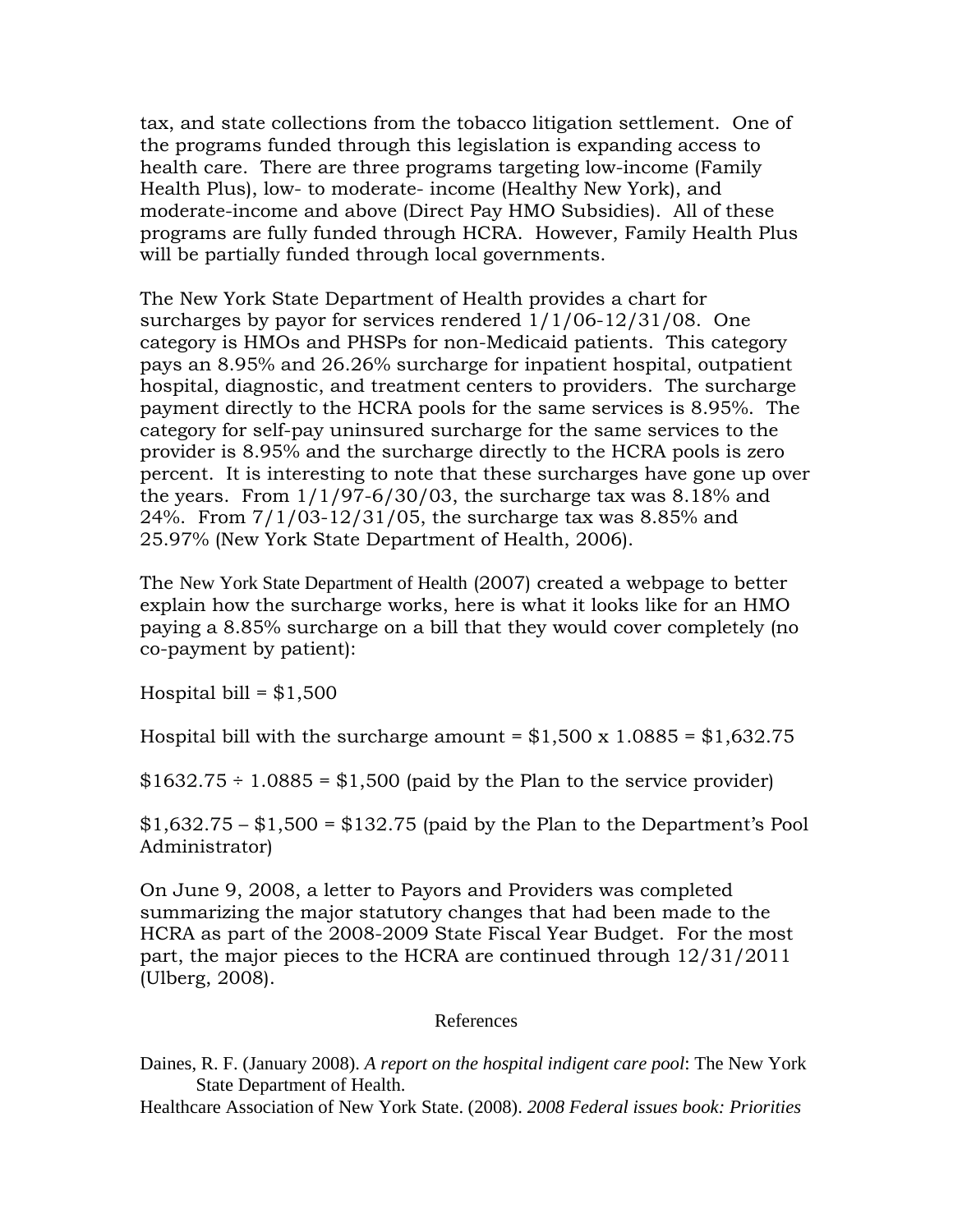tax, and state collections from the tobacco litigation settlement. One of the programs funded through this legislation is expanding access to health care. There are three programs targeting low-income (Family Health Plus), low- to moderate- income (Healthy New York), and moderate-income and above (Direct Pay HMO Subsidies). All of these programs are fully funded through HCRA. However, Family Health Plus will be partially funded through local governments.

The New York State Department of Health provides a chart for surcharges by payor for services rendered 1/1/06-12/31/08. One category is HMOs and PHSPs for non-Medicaid patients. This category pays an 8.95% and 26.26% surcharge for inpatient hospital, outpatient hospital, diagnostic, and treatment centers to providers. The surcharge payment directly to the HCRA pools for the same services is 8.95%. The category for self-pay uninsured surcharge for the same services to the provider is 8.95% and the surcharge directly to the HCRA pools is zero percent. It is interesting to note that these surcharges have gone up over the years. From 1/1/97-6/30/03, the surcharge tax was 8.18% and 24%. From 7/1/03-12/31/05, the surcharge tax was 8.85% and 25.97% (New York State Department of Health, 2006).

The New York State Department of Health (2007) created a webpage to better explain how the surcharge works, here is what it looks like for an HMO paying a 8.85% surcharge on a bill that they would cover completely (no co-payment by patient):

Hospital bill = $1,500

Hospital bill with the surcharge amount = $1,500 x 1.0885 = $1,632.75

$1632.75 ÷ 1.0885 = $1,500 (paid by the Plan to the service provider)

$1,632.75 – $1,500 = $132.75 (paid by the Plan to the Department's Pool Administrator)

On June 9, 2008, a letter to Payors and Providers was completed summarizing the major statutory changes that had been made to the HCRA as part of the 2008-2009 State Fiscal Year Budget. For the most part, the major pieces to the HCRA are continued through 12/31/2011 (Ulberg, 2008).

## References

Daines, R. F. (January 2008). *A report on the hospital indigent care pool*: The New York State Department of Health.

Healthcare Association of New York State. (2008). *2008 Federal issues book: Priorities*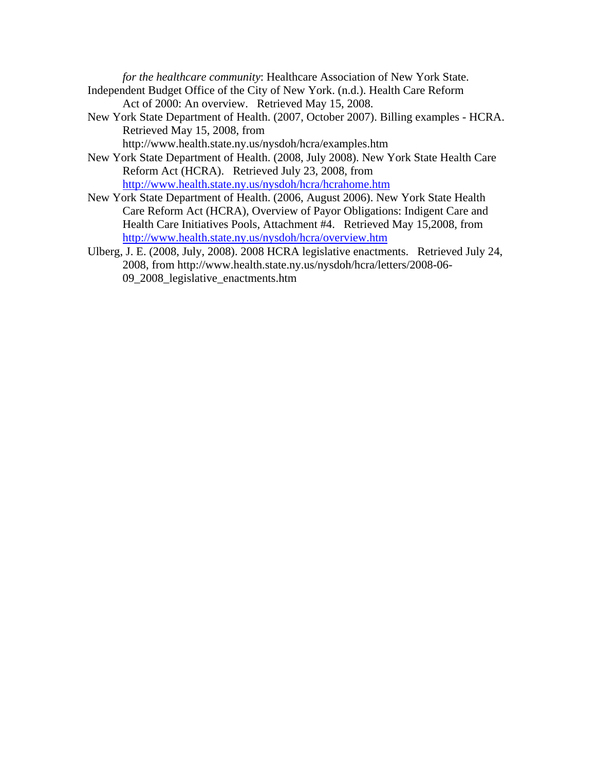*for the healthcare community*: Healthcare Association of New York State.

Independent Budget Office of the City of New York. (n.d.). Health Care Reform Act of 2000: An overview. Retrieved May 15, 2008.

New York State Department of Health. (2007, October 2007). Billing examples - HCRA. Retrieved May 15, 2008, from http://www.health.state.ny.us/nysdoh/hcra/examples.htm

New York State Department of Health. (2008, July 2008). New York State Health Care Reform Act (HCRA). Retrieved July 23, 2008, from http://www.health.state.ny.us/nysdoh/hcra/hcrahome.htm

New York State Department of Health. (2006, August 2006). New York State Health Care Reform Act (HCRA), Overview of Payor Obligations: Indigent Care and Health Care Initiatives Pools, Attachment #4. Retrieved May 15,2008, from http://www.health.state.ny.us/nysdoh/hcra/overview.htm

Ulberg, J. E. (2008, July, 2008). 2008 HCRA legislative enactments. Retrieved July 24, 2008, from http://www.health.state.ny.us/nysdoh/hcra/letters/2008-06-09_2008_legislative_enactments.htm